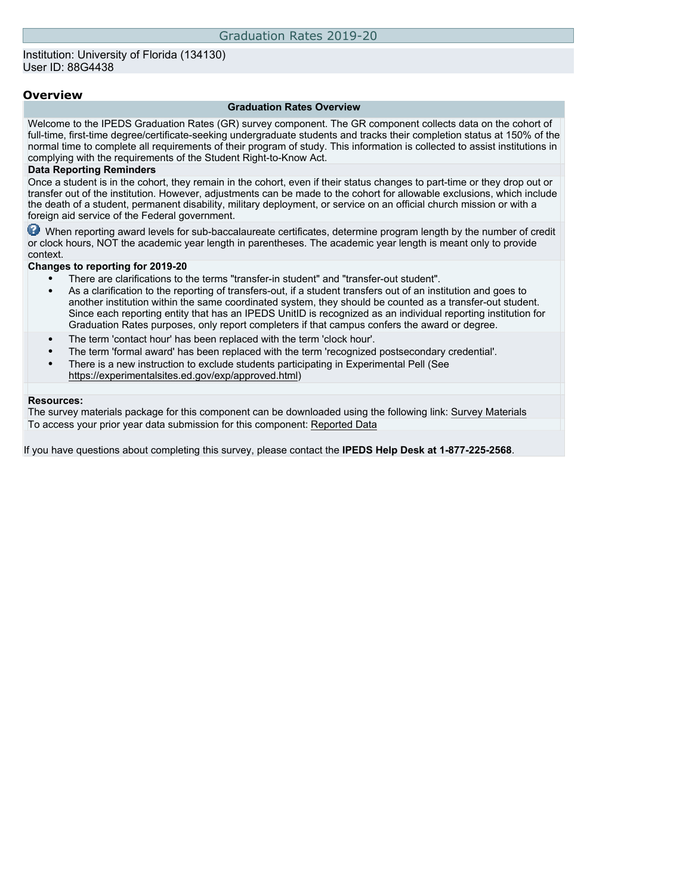# Graduation Rates 2019-20

Institution: University of Florida (134130)
User ID: 88G4438

## Overview

### Graduation Rates Overview

Welcome to the IPEDS Graduation Rates (GR) survey component. The GR component collects data on the cohort of full-time, first-time degree/certificate-seeking undergraduate students and tracks their completion status at 150% of the normal time to complete all requirements of their program of study. This information is collected to assist institutions in complying with the requirements of the Student Right-to-Know Act.

**Data Reporting Reminders**

Once a student is in the cohort, they remain in the cohort, even if their status changes to part-time or they drop out or transfer out of the institution. However, adjustments can be made to the cohort for allowable exclusions, which include the death of a student, permanent disability, military deployment, or service on an official church mission or with a foreign aid service of the Federal government.

When reporting award levels for sub-baccalaureate certificates, determine program length by the number of credit or clock hours, NOT the academic year length in parentheses. The academic year length is meant only to provide context.

**Changes to reporting for 2019-20**

- There are clarifications to the terms "transfer-in student" and "transfer-out student".
- As a clarification to the reporting of transfers-out, if a student transfers out of an institution and goes to another institution within the same coordinated system, they should be counted as a transfer-out student. Since each reporting entity that has an IPEDS UnitID is recognized as an individual reporting institution for Graduation Rates purposes, only report completers if that campus confers the award or degree.
- The term 'contact hour' has been replaced with the term 'clock hour'.
- The term 'formal award' has been replaced with the term 'recognized postsecondary credential'.
- There is a new instruction to exclude students participating in Experimental Pell (See https://experimentalsites.ed.gov/exp/approved.html)

**Resources:**

The survey materials package for this component can be downloaded using the following link: Survey Materials

To access your prior year data submission for this component: Reported Data

If you have questions about completing this survey, please contact the **IPEDS Help Desk at 1-877-225-2568**.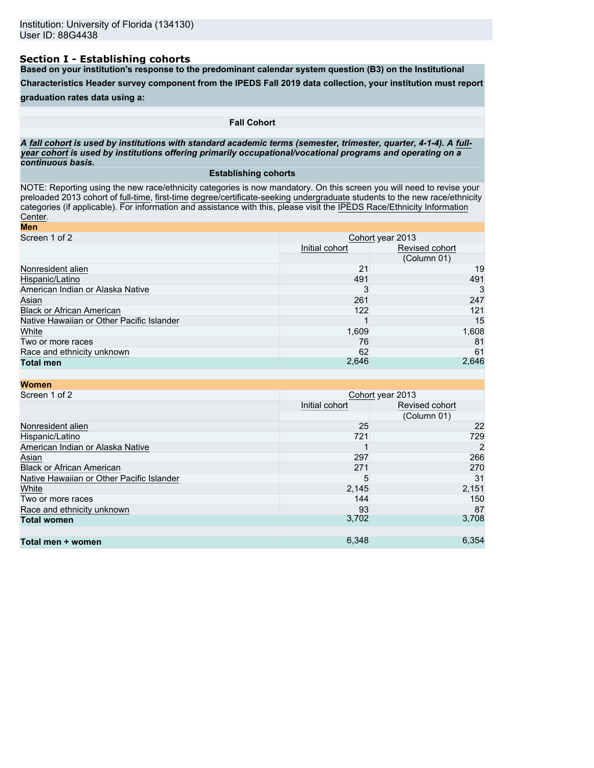Institution: University of Florida (134130)
User ID: 88G4438

## Section I - Establishing cohorts

**Based on your institution's response to the predominant calendar system question (B3) on the Institutional Characteristics Header survey component from the IPEDS Fall 2019 data collection, your institution must report graduation rates data using a:**

**Fall Cohort**

***A fall cohort is used by institutions with standard academic terms (semester, trimester, quarter, 4-1-4). A full-year cohort is used by institutions offering primarily occupational/vocational programs and operating on a continuous basis.***

**Establishing cohorts**

NOTE: Reporting using the new race/ethnicity categories is now mandatory. On this screen you will need to revise your preloaded 2013 cohort of full-time, first-time degree/certificate-seeking undergraduate students to the new race/ethnicity categories (if applicable). For information and assistance with this, please visit the IPEDS Race/Ethnicity Information Center.

**Men**

| Screen 1 of 2 | Cohort year 2013 | |
|---|---|---|
| | Initial cohort | Revised cohort (Column 01) |
| Nonresident alien | 21 | 19 |
| Hispanic/Latino | 491 | 491 |
| American Indian or Alaska Native | 3 | 3 |
| Asian | 261 | 247 |
| Black or African American | 122 | 121 |
| Native Hawaiian or Other Pacific Islander | 1 | 15 |
| White | 1,609 | 1,608 |
| Two or more races | 76 | 81 |
| Race and ethnicity unknown | 62 | 61 |
| **Total men** | 2,646 | 2,646 |

**Women**

| Screen 1 of 2 | Cohort year 2013 | |
|---|---|---|
| | Initial cohort | Revised cohort (Column 01) |
| Nonresident alien | 25 | 22 |
| Hispanic/Latino | 721 | 729 |
| American Indian or Alaska Native | 1 | 2 |
| Asian | 297 | 266 |
| Black or African American | 271 | 270 |
| Native Hawaiian or Other Pacific Islander | 5 | 31 |
| White | 2,145 | 2,151 |
| Two or more races | 144 | 150 |
| Race and ethnicity unknown | 93 | 87 |
| **Total women** | 3,702 | 3,708 |
| | | |
| **Total men + women** | 6,348 | 6,354 |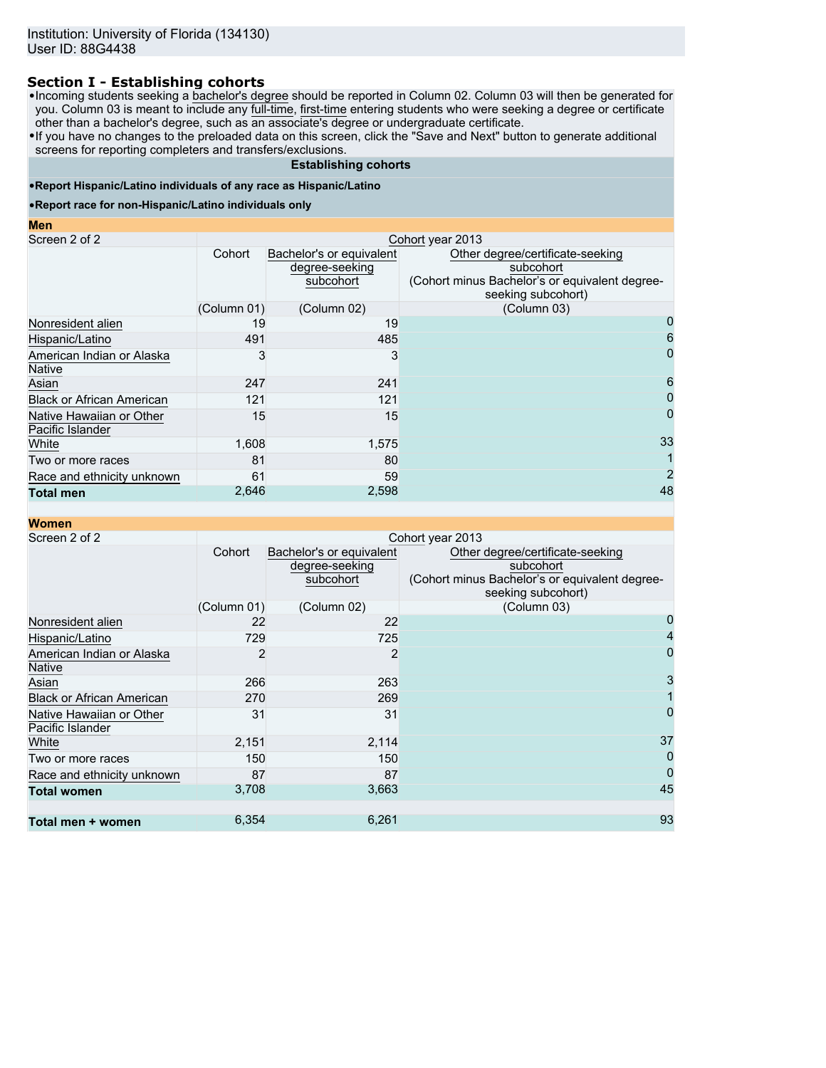Institution: University of Florida (134130)
User ID: 88G4438

## Section I - Establishing cohorts

- Incoming students seeking a bachelor's degree should be reported in Column 02. Column 03 will then be generated for you. Column 03 is meant to include any full-time, first-time entering students who were seeking a degree or certificate other than a bachelor's degree, such as an associate's degree or undergraduate certificate.
- If you have no changes to the preloaded data on this screen, click the "Save and Next" button to generate additional screens for reporting completers and transfers/exclusions.

**Establishing cohorts**

- **Report Hispanic/Latino individuals of any race as Hispanic/Latino**
- **Report race for non-Hispanic/Latino individuals only**

**Men**

| Screen 2 of 2 | Cohort year 2013 | | |
|---|---|---|---|
| | Cohort | Bachelor's or equivalent degree-seeking subcohort | Other degree/certificate-seeking subcohort (Cohort minus Bachelor's or equivalent degree-seeking subcohort) |
| | (Column 01) | (Column 02) | (Column 03) |
| Nonresident alien | 19 | 19 | 0 |
| Hispanic/Latino | 491 | 485 | 6 |
| American Indian or Alaska Native | 3 | 3 | 0 |
| Asian | 247 | 241 | 6 |
| Black or African American | 121 | 121 | 0 |
| Native Hawaiian or Other Pacific Islander | 15 | 15 | 0 |
| White | 1,608 | 1,575 | 33 |
| Two or more races | 81 | 80 | 1 |
| Race and ethnicity unknown | 61 | 59 | 2 |
| **Total men** | 2,646 | 2,598 | 48 |

**Women**

| Screen 2 of 2 | Cohort year 2013 | | |
|---|---|---|---|
| | Cohort | Bachelor's or equivalent degree-seeking subcohort | Other degree/certificate-seeking subcohort (Cohort minus Bachelor's or equivalent degree-seeking subcohort) |
| | (Column 01) | (Column 02) | (Column 03) |
| Nonresident alien | 22 | 22 | 0 |
| Hispanic/Latino | 729 | 725 | 4 |
| American Indian or Alaska Native | 2 | 2 | 0 |
| Asian | 266 | 263 | 3 |
| Black or African American | 270 | 269 | 1 |
| Native Hawaiian or Other Pacific Islander | 31 | 31 | 0 |
| White | 2,151 | 2,114 | 37 |
| Two or more races | 150 | 150 | 0 |
| Race and ethnicity unknown | 87 | 87 | 0 |
| **Total women** | 3,708 | 3,663 | 45 |
| | | | |
| **Total men + women** | 6,354 | 6,261 | 93 |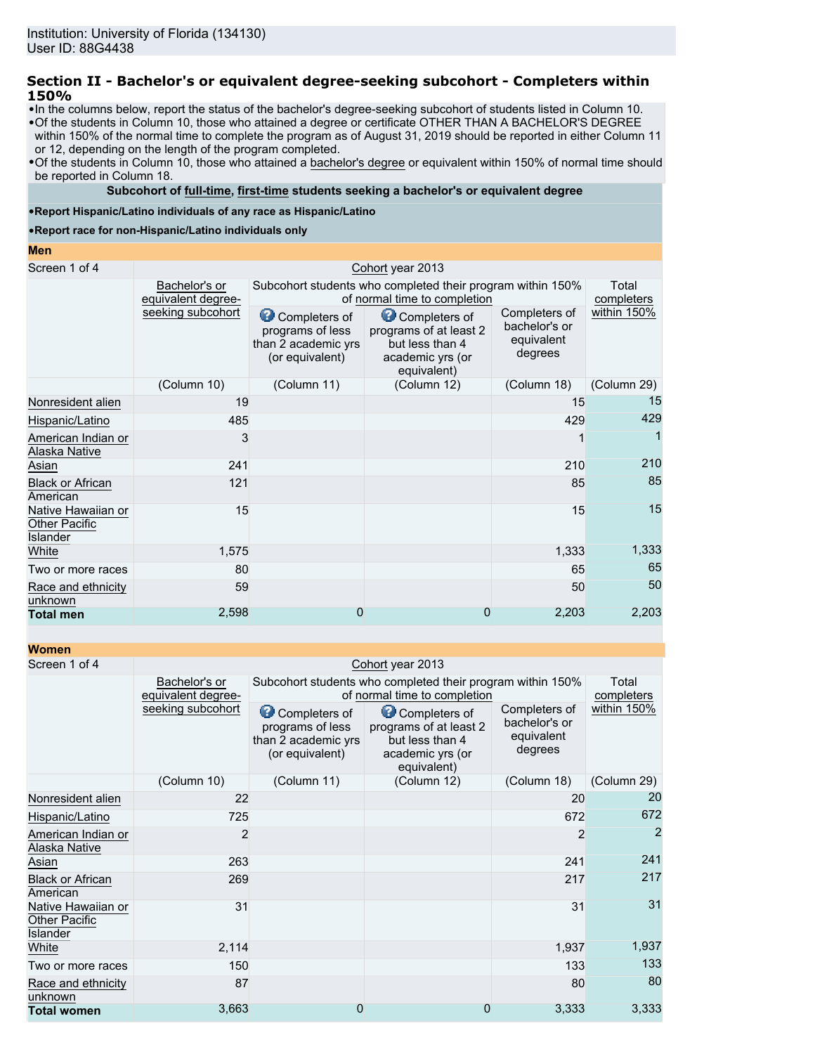Institution: University of Florida (134130)
User ID: 88G4438

## Section II - Bachelor's or equivalent degree-seeking subcohort - Completers within 150%

- In the columns below, report the status of the bachelor's degree-seeking subcohort of students listed in Column 10.
- Of the students in Column 10, those who attained a degree or certificate OTHER THAN A BACHELOR'S DEGREE within 150% of the normal time to complete the program as of August 31, 2019 should be reported in either Column 11 or 12, depending on the length of the program completed.
- Of the students in Column 10, those who attained a bachelor's degree or equivalent within 150% of normal time should be reported in Column 18.

**Subcohort of full-time, first-time students seeking a bachelor's or equivalent degree**

- **Report Hispanic/Latino individuals of any race as Hispanic/Latino**
- **Report race for non-Hispanic/Latino individuals only**

### Men

| Screen 1 of 4 | Cohort year 2013 | | | | |
|---|---|---|---|---|---|
| | Bachelor's or equivalent degree-seeking subcohort | Subcohort students who completed their program within 150% of normal time to completion | | | Total completers within 150% |
| | | Completers of programs of less than 2 academic yrs (or equivalent) | Completers of programs of at least 2 but less than 4 academic yrs (or equivalent) | Completers of bachelor's or equivalent degrees | |
| | (Column 10) | (Column 11) | (Column 12) | (Column 18) | (Column 29) |
| Nonresident alien | 19 | | | 15 | 15 |
| Hispanic/Latino | 485 | | | 429 | 429 |
| American Indian or Alaska Native | 3 | | | 1 | 1 |
| Asian | 241 | | | 210 | 210 |
| Black or African American | 121 | | | 85 | 85 |
| Native Hawaiian or Other Pacific Islander | 15 | | | 15 | 15 |
| White | 1,575 | | | 1,333 | 1,333 |
| Two or more races | 80 | | | 65 | 65 |
| Race and ethnicity unknown | 59 | | | 50 | 50 |
| **Total men** | 2,598 | 0 | 0 | 2,203 | 2,203 |

### Women

| Screen 1 of 4 | Cohort year 2013 | | | | |
|---|---|---|---|---|---|
| | Bachelor's or equivalent degree-seeking subcohort | Subcohort students who completed their program within 150% of normal time to completion | | | Total completers within 150% |
| | | Completers of programs of less than 2 academic yrs (or equivalent) | Completers of programs of at least 2 but less than 4 academic yrs (or equivalent) | Completers of bachelor's or equivalent degrees | |
| | (Column 10) | (Column 11) | (Column 12) | (Column 18) | (Column 29) |
| Nonresident alien | 22 | | | 20 | 20 |
| Hispanic/Latino | 725 | | | 672 | 672 |
| American Indian or Alaska Native | 2 | | | 2 | 2 |
| Asian | 263 | | | 241 | 241 |
| Black or African American | 269 | | | 217 | 217 |
| Native Hawaiian or Other Pacific Islander | 31 | | | 31 | 31 |
| White | 2,114 | | | 1,937 | 1,937 |
| Two or more races | 150 | | | 133 | 133 |
| Race and ethnicity unknown | 87 | | | 80 | 80 |
| **Total women** | 3,663 | 0 | 0 | 3,333 | 3,333 |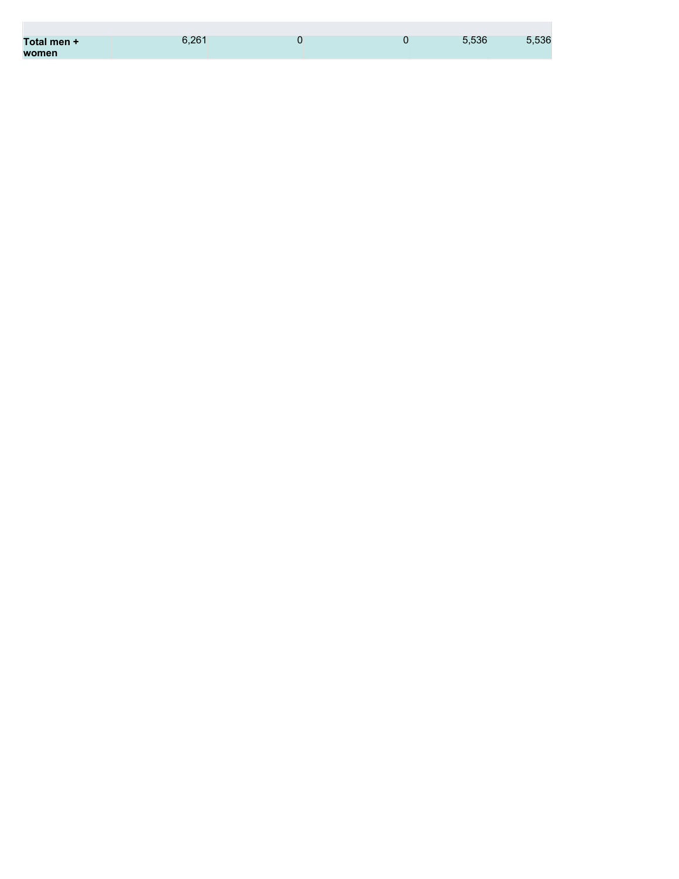| | | | | | |
|---|---|---|---|---|---|
| **Total men + women** | 6,261 | 0 | 0 | 5,536 | 5,536 |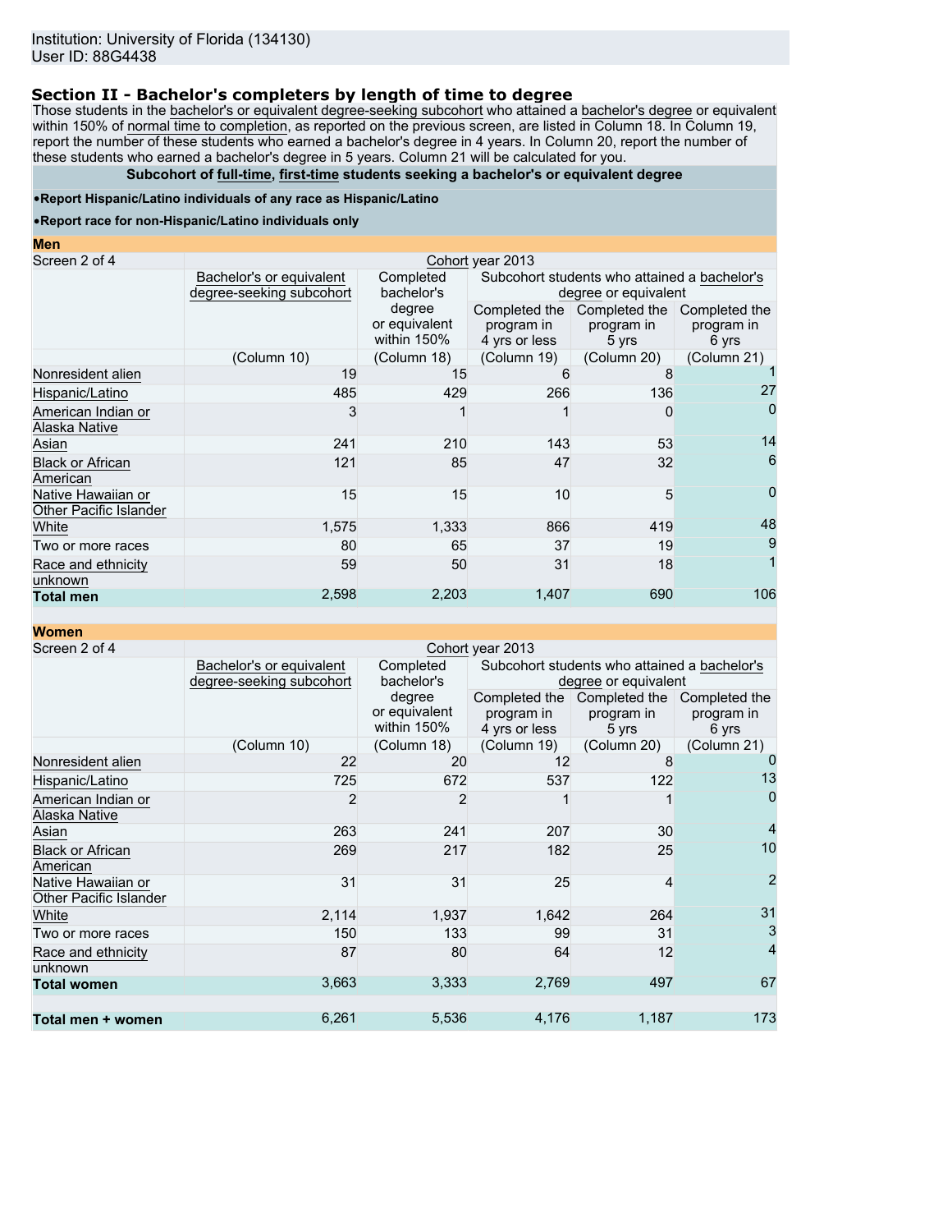Institution: University of Florida (134130)
User ID: 88G4438

## Section II - Bachelor's completers by length of time to degree

Those students in the bachelor's or equivalent degree-seeking subcohort who attained a bachelor's degree or equivalent within 150% of normal time to completion, as reported on the previous screen, are listed in Column 18. In Column 19, report the number of these students who earned a bachelor's degree in 4 years. In Column 20, report the number of these students who earned a bachelor's degree in 5 years. Column 21 will be calculated for you.

**Subcohort of full-time, first-time students seeking a bachelor's or equivalent degree**

- **Report Hispanic/Latino individuals of any race as Hispanic/Latino**
- **Report race for non-Hispanic/Latino individuals only**

**Men**

| Screen 2 of 4 | Cohort year 2013 | | | | |
|---|---|---|---|---|---|
| | Bachelor's or equivalent degree-seeking subcohort | Completed bachelor's degree or equivalent within 150% | Subcohort students who attained a bachelor's degree or equivalent | | |
| | | | Completed the program in 4 yrs or less | Completed the program in 5 yrs | Completed the program in 6 yrs |
| | (Column 10) | (Column 18) | (Column 19) | (Column 20) | (Column 21) |
| Nonresident alien | 19 | 15 | 6 | 8 | 1 |
| Hispanic/Latino | 485 | 429 | 266 | 136 | 27 |
| American Indian or Alaska Native | 3 | 1 | 1 | 0 | 0 |
| Asian | 241 | 210 | 143 | 53 | 14 |
| Black or African American | 121 | 85 | 47 | 32 | 6 |
| Native Hawaiian or Other Pacific Islander | 15 | 15 | 10 | 5 | 0 |
| White | 1,575 | 1,333 | 866 | 419 | 48 |
| Two or more races | 80 | 65 | 37 | 19 | 9 |
| Race and ethnicity unknown | 59 | 50 | 31 | 18 | 1 |
| **Total men** | 2,598 | 2,203 | 1,407 | 690 | 106 |

**Women**

| Screen 2 of 4 | Cohort year 2013 | | | | |
|---|---|---|---|---|---|
| | Bachelor's or equivalent degree-seeking subcohort | Completed bachelor's degree or equivalent within 150% | Subcohort students who attained a bachelor's degree or equivalent | | |
| | | | Completed the program in 4 yrs or less | Completed the program in 5 yrs | Completed the program in 6 yrs |
| | (Column 10) | (Column 18) | (Column 19) | (Column 20) | (Column 21) |
| Nonresident alien | 22 | 20 | 12 | 8 | 0 |
| Hispanic/Latino | 725 | 672 | 537 | 122 | 13 |
| American Indian or Alaska Native | 2 | 2 | 1 | 1 | 0 |
| Asian | 263 | 241 | 207 | 30 | 4 |
| Black or African American | 269 | 217 | 182 | 25 | 10 |
| Native Hawaiian or Other Pacific Islander | 31 | 31 | 25 | 4 | 2 |
| White | 2,114 | 1,937 | 1,642 | 264 | 31 |
| Two or more races | 150 | 133 | 99 | 31 | 3 |
| Race and ethnicity unknown | 87 | 80 | 64 | 12 | 4 |
| **Total women** | 3,663 | 3,333 | 2,769 | 497 | 67 |
| | | | | | |
| **Total men + women** | 6,261 | 5,536 | 4,176 | 1,187 | 173 |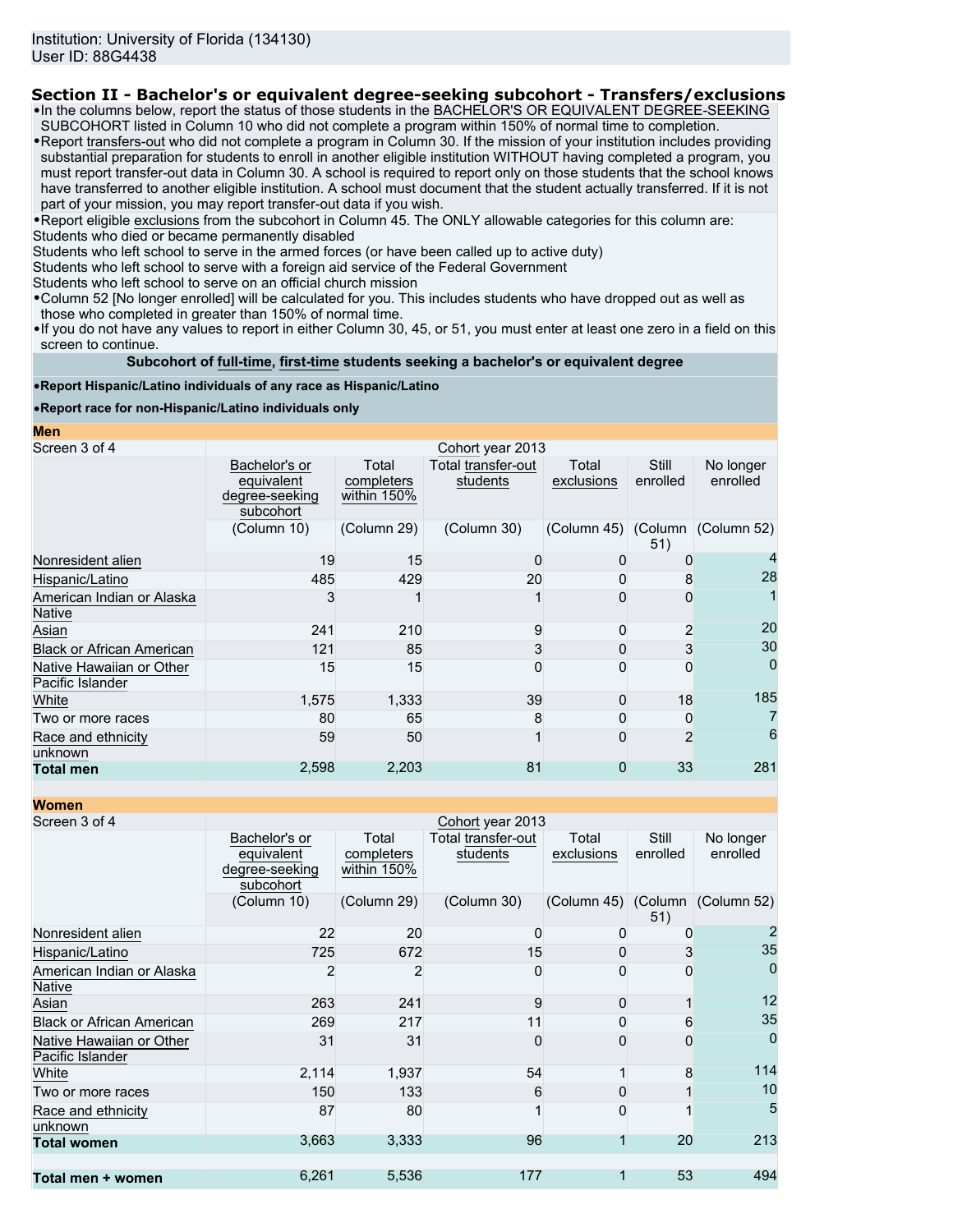Institution: University of Florida (134130)
User ID: 88G4438

## Section II - Bachelor's or equivalent degree-seeking subcohort - Transfers/exclusions

- In the columns below, report the status of those students in the BACHELOR'S OR EQUIVALENT DEGREE-SEEKING SUBCOHORT listed in Column 10 who did not complete a program within 150% of normal time to completion.
- Report transfers-out who did not complete a program in Column 30. If the mission of your institution includes providing substantial preparation for students to enroll in another eligible institution WITHOUT having completed a program, you must report transfer-out data in Column 30. A school is required to report only on those students that the school knows have transferred to another eligible institution. A school must document that the student actually transferred. If it is not part of your mission, you may report transfer-out data if you wish.
- Report eligible exclusions from the subcohort in Column 45. The ONLY allowable categories for this column are:

Students who died or became permanently disabled
Students who left school to serve in the armed forces (or have been called up to active duty)
Students who left school to serve with a foreign aid service of the Federal Government
Students who left school to serve on an official church mission

- Column 52 [No longer enrolled] will be calculated for you. This includes students who have dropped out as well as those who completed in greater than 150% of normal time.
- If you do not have any values to report in either Column 30, 45, or 51, you must enter at least one zero in a field on this screen to continue.

**Subcohort of full-time, first-time students seeking a bachelor's or equivalent degree**

- **Report Hispanic/Latino individuals of any race as Hispanic/Latino**
- **Report race for non-Hispanic/Latino individuals only**

**Men**

| Screen 3 of 4 | Cohort year 2013 | | | | | |
|---|---|---|---|---|---|---|
| | Bachelor's or equivalent degree-seeking subcohort | Total completers within 150% | Total transfer-out students | Total exclusions | Still enrolled | No longer enrolled |
| | (Column 10) | (Column 29) | (Column 30) | (Column 45) | (Column 51) | (Column 52) |
| Nonresident alien | 19 | 15 | 0 | 0 | 0 | 4 |
| Hispanic/Latino | 485 | 429 | 20 | 0 | 8 | 28 |
| American Indian or Alaska Native | 3 | 1 | 1 | 0 | 0 | 1 |
| Asian | 241 | 210 | 9 | 0 | 2 | 20 |
| Black or African American | 121 | 85 | 3 | 0 | 3 | 30 |
| Native Hawaiian or Other Pacific Islander | 15 | 15 | 0 | 0 | 0 | 0 |
| White | 1,575 | 1,333 | 39 | 0 | 18 | 185 |
| Two or more races | 80 | 65 | 8 | 0 | 0 | 7 |
| Race and ethnicity unknown | 59 | 50 | 1 | 0 | 2 | 6 |
| **Total men** | 2,598 | 2,203 | 81 | 0 | 33 | 281 |

**Women**

| Screen 3 of 4 | Cohort year 2013 | | | | | |
|---|---|---|---|---|---|---|
| | Bachelor's or equivalent degree-seeking subcohort | Total completers within 150% | Total transfer-out students | Total exclusions | Still enrolled | No longer enrolled |
| | (Column 10) | (Column 29) | (Column 30) | (Column 45) | (Column 51) | (Column 52) |
| Nonresident alien | 22 | 20 | 0 | 0 | 0 | 2 |
| Hispanic/Latino | 725 | 672 | 15 | 0 | 3 | 35 |
| American Indian or Alaska Native | 2 | 2 | 0 | 0 | 0 | 0 |
| Asian | 263 | 241 | 9 | 0 | 1 | 12 |
| Black or African American | 269 | 217 | 11 | 0 | 6 | 35 |
| Native Hawaiian or Other Pacific Islander | 31 | 31 | 0 | 0 | 0 | 0 |
| White | 2,114 | 1,937 | 54 | 1 | 8 | 114 |
| Two or more races | 150 | 133 | 6 | 0 | 1 | 10 |
| Race and ethnicity unknown | 87 | 80 | 1 | 0 | 1 | 5 |
| **Total women** | 3,663 | 3,333 | 96 | 1 | 20 | 213 |
| | | | | | | |
| **Total men + women** | 6,261 | 5,536 | 177 | 1 | 53 | 494 |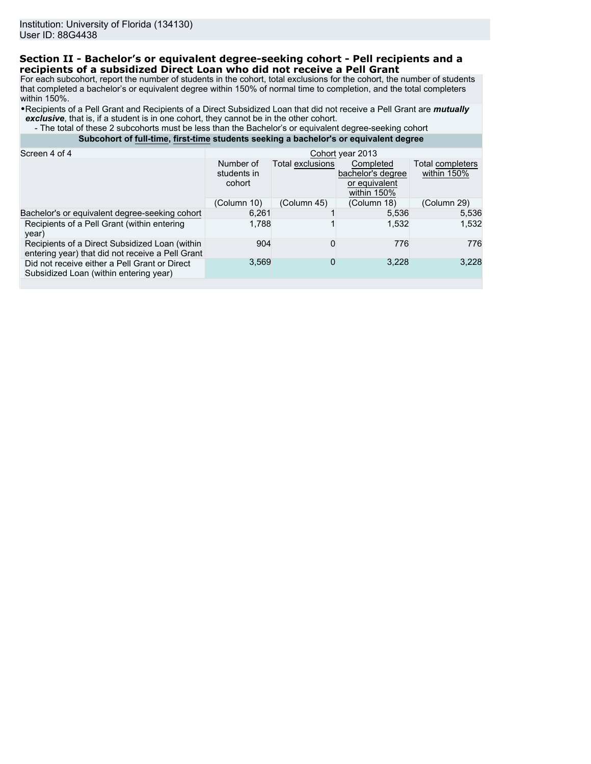Institution: University of Florida (134130)
User ID: 88G4438

## Section II - Bachelor's or equivalent degree-seeking cohort - Pell recipients and a recipients of a subsidized Direct Loan who did not receive a Pell Grant

For each subcohort, report the number of students in the cohort, total exclusions for the cohort, the number of students that completed a bachelor's or equivalent degree within 150% of normal time to completion, and the total completers within 150%.

- Recipients of a Pell Grant and Recipients of a Direct Subsidized Loan that did not receive a Pell Grant are ***mutually exclusive***, that is, if a student is in one cohort, they cannot be in the other cohort.
  - The total of these 2 subcohorts must be less than the Bachelor's or equivalent degree-seeking cohort

**Subcohort of full-time, first-time students seeking a bachelor's or equivalent degree**

| Screen 4 of 4 | Cohort year 2013 | | | |
|---|---|---|---|---|
| | Number of students in cohort | Total exclusions | Completed bachelor's degree or equivalent within 150% | Total completers within 150% |
| | (Column 10) | (Column 45) | (Column 18) | (Column 29) |
| Bachelor's or equivalent degree-seeking cohort | 6,261 | 1 | 5,536 | 5,536 |
| Recipients of a Pell Grant (within entering year) | 1,788 | 1 | 1,532 | 1,532 |
| Recipients of a Direct Subsidized Loan (within entering year) that did not receive a Pell Grant | 904 | 0 | 776 | 776 |
| Did not receive either a Pell Grant or Direct Subsidized Loan (within entering year) | 3,569 | 0 | 3,228 | 3,228 |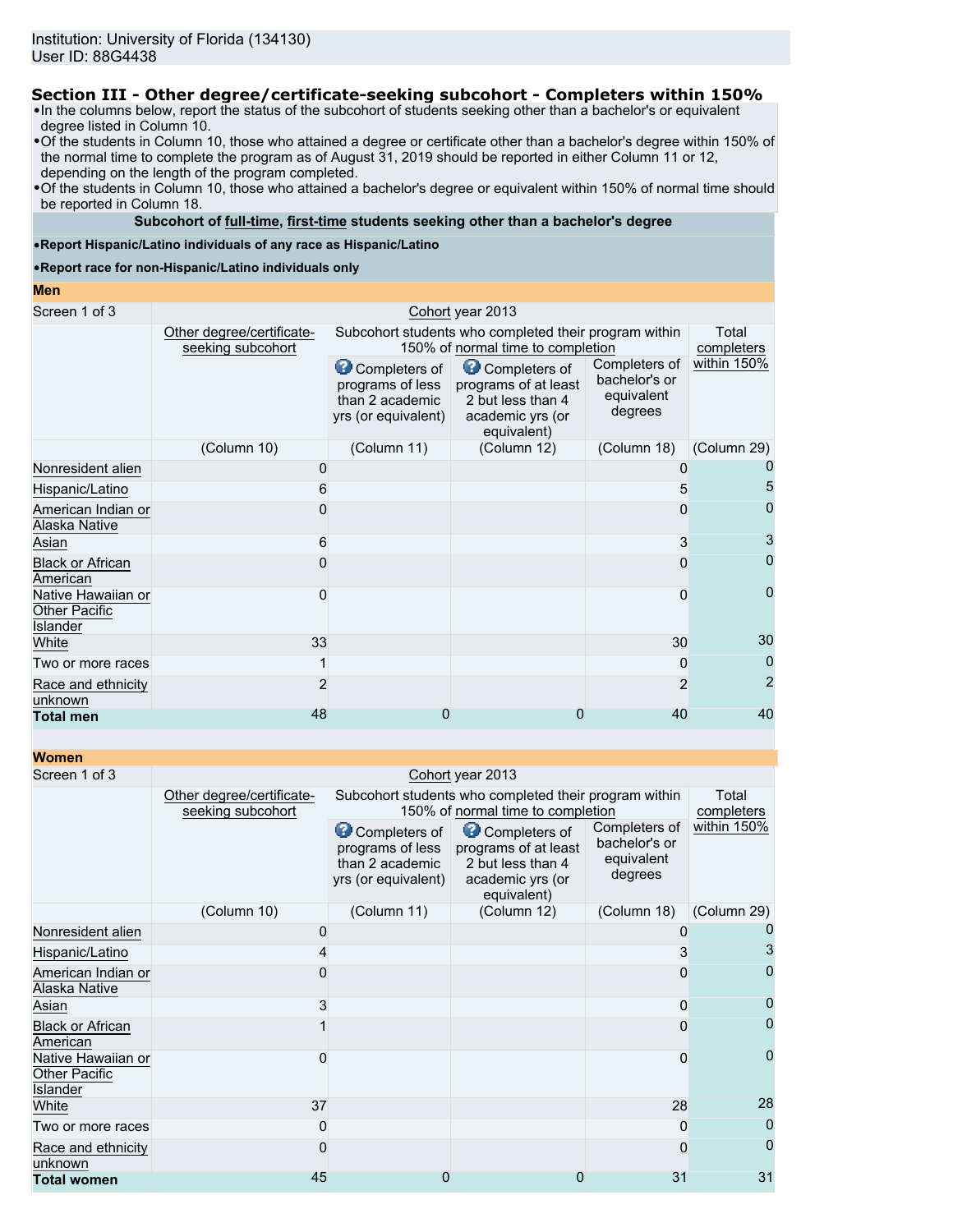Institution: University of Florida (134130)
User ID: 88G4438

## Section III - Other degree/certificate-seeking subcohort - Completers within 150%

- In the columns below, report the status of the subcohort of students seeking other than a bachelor's or equivalent degree listed in Column 10.
- Of the students in Column 10, those who attained a degree or certificate other than a bachelor's degree within 150% of the normal time to complete the program as of August 31, 2019 should be reported in either Column 11 or 12, depending on the length of the program completed.
- Of the students in Column 10, those who attained a bachelor's degree or equivalent within 150% of normal time should be reported in Column 18.

**Subcohort of full-time, first-time students seeking other than a bachelor's degree**

- **Report Hispanic/Latino individuals of any race as Hispanic/Latino**
- **Report race for non-Hispanic/Latino individuals only**

**Men**

| Screen 1 of 3 | Cohort year 2013 | | | | |
|---|---|---|---|---|---|
| | Other degree/certificate-seeking subcohort | Subcohort students who completed their program within 150% of normal time to completion | | | Total completers within 150% |
| | | Completers of programs of less than 2 academic yrs (or equivalent) | Completers of programs of at least 2 but less than 4 academic yrs (or equivalent) | Completers of bachelor's or equivalent degrees | |
| | (Column 10) | (Column 11) | (Column 12) | (Column 18) | (Column 29) |
| Nonresident alien | 0 | | | 0 | 0 |
| Hispanic/Latino | 6 | | | 5 | 5 |
| American Indian or Alaska Native | 0 | | | 0 | 0 |
| Asian | 6 | | | 3 | 3 |
| Black or African American | 0 | | | 0 | 0 |
| Native Hawaiian or Other Pacific Islander | 0 | | | 0 | 0 |
| White | 33 | | | 30 | 30 |
| Two or more races | 1 | | | 0 | 0 |
| Race and ethnicity unknown | 2 | | | 2 | 2 |
| **Total men** | 48 | 0 | 0 | 40 | 40 |

**Women**

| Screen 1 of 3 | Cohort year 2013 | | | | |
|---|---|---|---|---|---|
| | Other degree/certificate-seeking subcohort | Subcohort students who completed their program within 150% of normal time to completion | | | Total completers within 150% |
| | | Completers of programs of less than 2 academic yrs (or equivalent) | Completers of programs of at least 2 but less than 4 academic yrs (or equivalent) | Completers of bachelor's or equivalent degrees | |
| | (Column 10) | (Column 11) | (Column 12) | (Column 18) | (Column 29) |
| Nonresident alien | 0 | | | 0 | 0 |
| Hispanic/Latino | 4 | | | 3 | 3 |
| American Indian or Alaska Native | 0 | | | 0 | 0 |
| Asian | 3 | | | 0 | 0 |
| Black or African American | 1 | | | 0 | 0 |
| Native Hawaiian or Other Pacific Islander | 0 | | | 0 | 0 |
| White | 37 | | | 28 | 28 |
| Two or more races | 0 | | | 0 | 0 |
| Race and ethnicity unknown | 0 | | | 0 | 0 |
| **Total women** | 45 | 0 | 0 | 31 | 31 |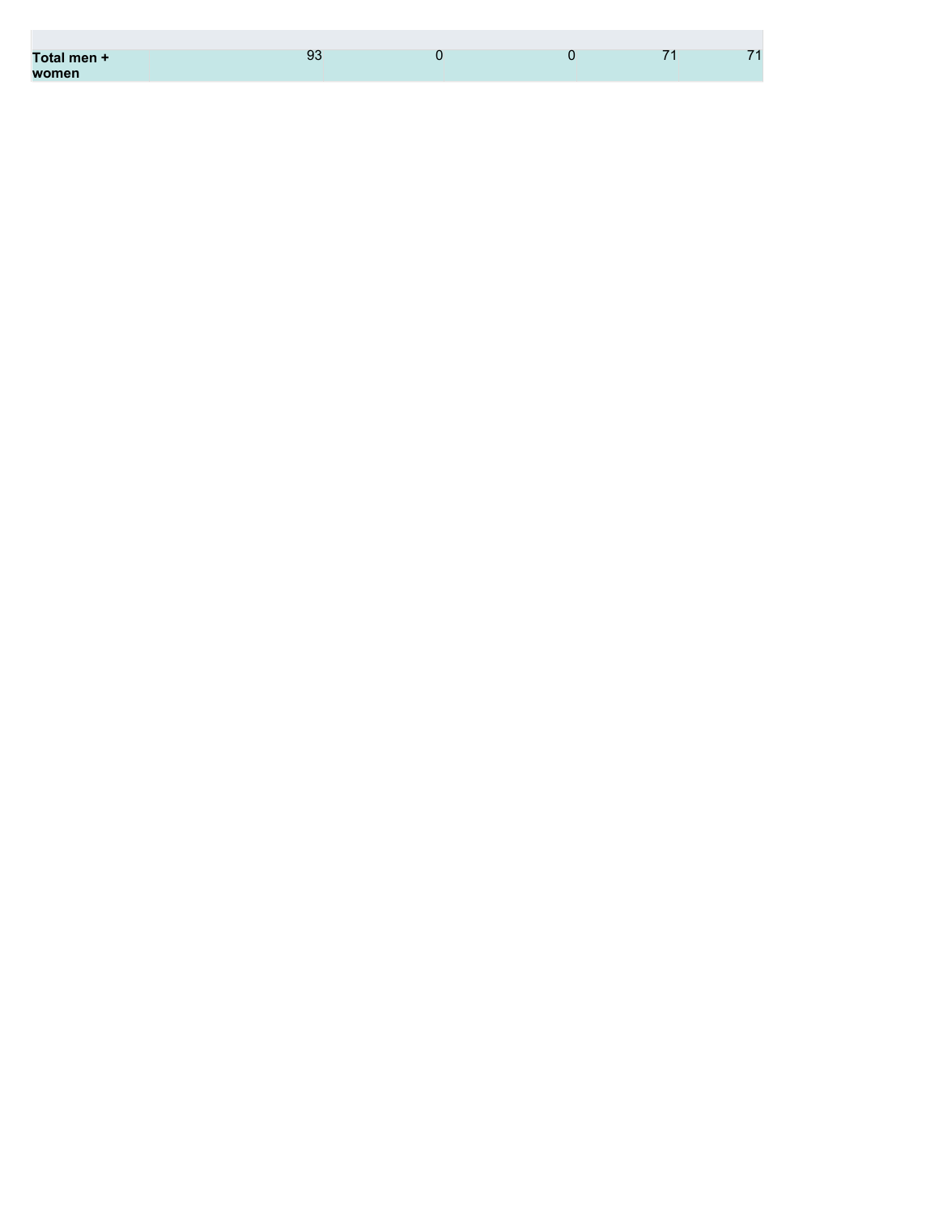| | | | | | |
|---|---|---|---|---|---|
| **Total men + women** | 93 | 0 | 0 | 71 | 71 |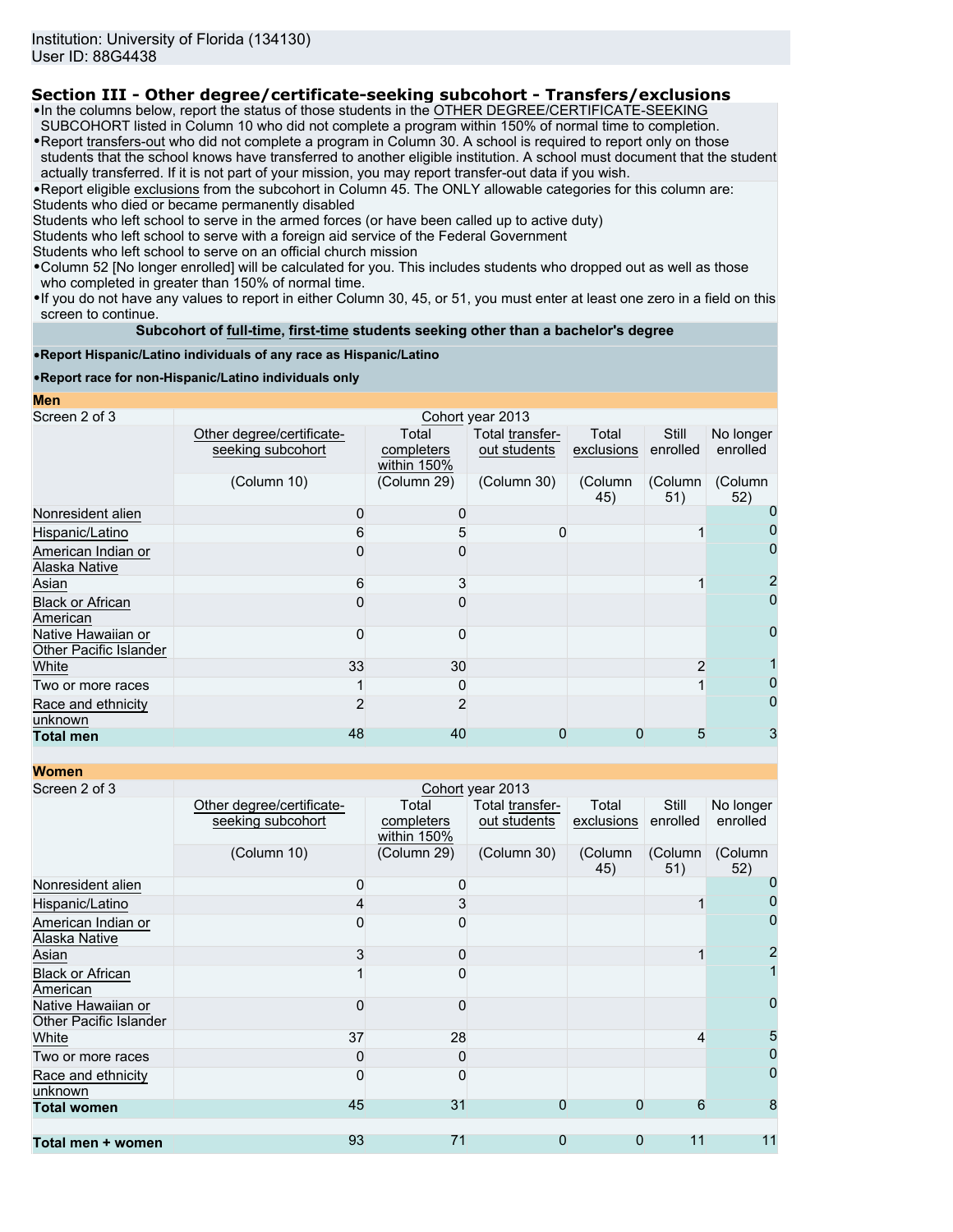Institution: University of Florida (134130)
User ID: 88G4438

## Section III - Other degree/certificate-seeking subcohort - Transfers/exclusions

- In the columns below, report the status of those students in the OTHER DEGREE/CERTIFICATE-SEEKING SUBCOHORT listed in Column 10 who did not complete a program within 150% of normal time to completion.
- Report transfers-out who did not complete a program in Column 30. A school is required to report only on those students that the school knows have transferred to another eligible institution. A school must document that the student actually transferred. If it is not part of your mission, you may report transfer-out data if you wish.
- Report eligible exclusions from the subcohort in Column 45. The ONLY allowable categories for this column are:

Students who died or became permanently disabled
Students who left school to serve in the armed forces (or have been called up to active duty)
Students who left school to serve with a foreign aid service of the Federal Government
Students who left school to serve on an official church mission

- Column 52 [No longer enrolled] will be calculated for you. This includes students who dropped out as well as those who completed in greater than 150% of normal time.
- If you do not have any values to report in either Column 30, 45, or 51, you must enter at least one zero in a field on this screen to continue.

**Subcohort of full-time, first-time students seeking other than a bachelor's degree**

- **Report Hispanic/Latino individuals of any race as Hispanic/Latino**
- **Report race for non-Hispanic/Latino individuals only**

**Men**

| Screen 2 of 3 | Cohort year 2013 | | | | | |
|---|---|---|---|---|---|---|
| | Other degree/certificate-seeking subcohort (Column 10) | Total completers within 150% (Column 29) | Total transfer-out students (Column 30) | Total exclusions (Column 45) | Still enrolled (Column 51) | No longer enrolled (Column 52) |
| Nonresident alien | 0 | 0 | | | | 0 |
| Hispanic/Latino | 6 | 5 | 0 | | 1 | 0 |
| American Indian or Alaska Native | 0 | 0 | | | | 0 |
| Asian | 6 | 3 | | | 1 | 2 |
| Black or African American | 0 | 0 | | | | 0 |
| Native Hawaiian or Other Pacific Islander | 0 | 0 | | | | 0 |
| White | 33 | 30 | | | 2 | 1 |
| Two or more races | 1 | 0 | | | 1 | 0 |
| Race and ethnicity unknown | 2 | 2 | | | | 0 |
| **Total men** | 48 | 40 | 0 | 0 | 5 | 3 |

**Women**

| Screen 2 of 3 | Cohort year 2013 | | | | | |
|---|---|---|---|---|---|---|
| | Other degree/certificate-seeking subcohort (Column 10) | Total completers within 150% (Column 29) | Total transfer-out students (Column 30) | Total exclusions (Column 45) | Still enrolled (Column 51) | No longer enrolled (Column 52) |
| Nonresident alien | 0 | 0 | | | | 0 |
| Hispanic/Latino | 4 | 3 | | | 1 | 0 |
| American Indian or Alaska Native | 0 | 0 | | | | 0 |
| Asian | 3 | 0 | | | 1 | 2 |
| Black or African American | 1 | 0 | | | | 1 |
| Native Hawaiian or Other Pacific Islander | 0 | 0 | | | | 0 |
| White | 37 | 28 | | | 4 | 5 |
| Two or more races | 0 | 0 | | | | 0 |
| Race and ethnicity unknown | 0 | 0 | | | | 0 |
| **Total women** | 45 | 31 | 0 | 0 | 6 | 8 |
| | | | | | | |
| **Total men + women** | 93 | 71 | 0 | 0 | 11 | 11 |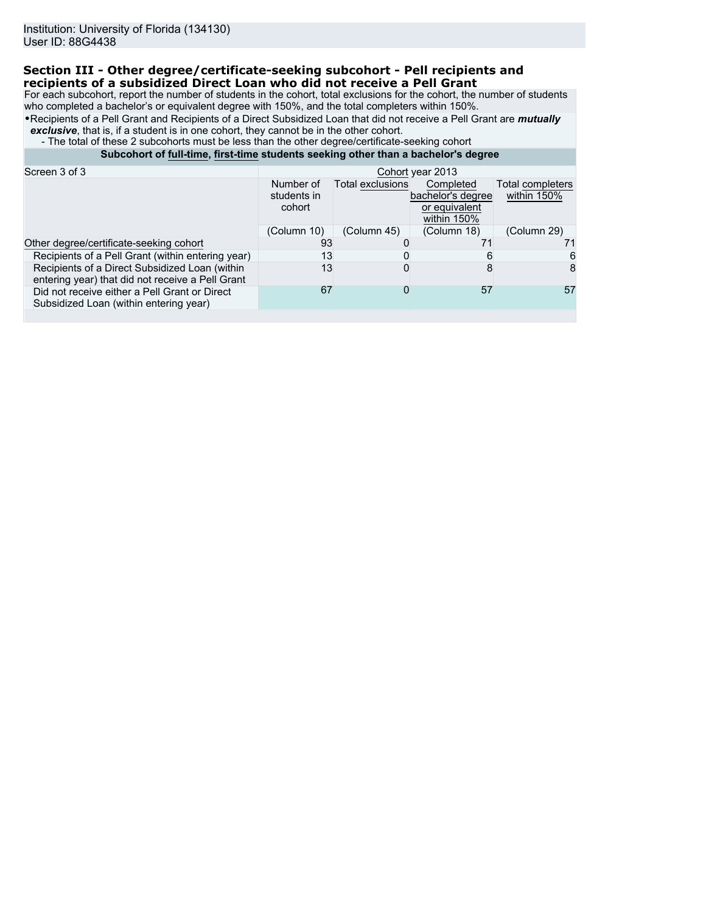Institution: University of Florida (134130)
User ID: 88G4438

## Section III - Other degree/certificate-seeking subcohort - Pell recipients and recipients of a subsidized Direct Loan who did not receive a Pell Grant

For each subcohort, report the number of students in the cohort, total exclusions for the cohort, the number of students who completed a bachelor's or equivalent degree with 150%, and the total completers within 150%.

- Recipients of a Pell Grant and Recipients of a Direct Subsidized Loan that did not receive a Pell Grant are ***mutually exclusive***, that is, if a student is in one cohort, they cannot be in the other cohort.
  - The total of these 2 subcohorts must be less than the other degree/certificate-seeking cohort

**Subcohort of full-time, first-time students seeking other than a bachelor's degree**

| Screen 3 of 3 | Cohort year 2013 | | | |
|---|---|---|---|---|
| | Number of students in cohort | Total exclusions | Completed bachelor's degree or equivalent within 150% | Total completers within 150% |
| | (Column 10) | (Column 45) | (Column 18) | (Column 29) |
| Other degree/certificate-seeking cohort | 93 | 0 | 71 | 71 |
| Recipients of a Pell Grant (within entering year) | 13 | 0 | 6 | 6 |
| Recipients of a Direct Subsidized Loan (within entering year) that did not receive a Pell Grant | 13 | 0 | 8 | 8 |
| Did not receive either a Pell Grant or Direct Subsidized Loan (within entering year) | 67 | 0 | 57 | 57 |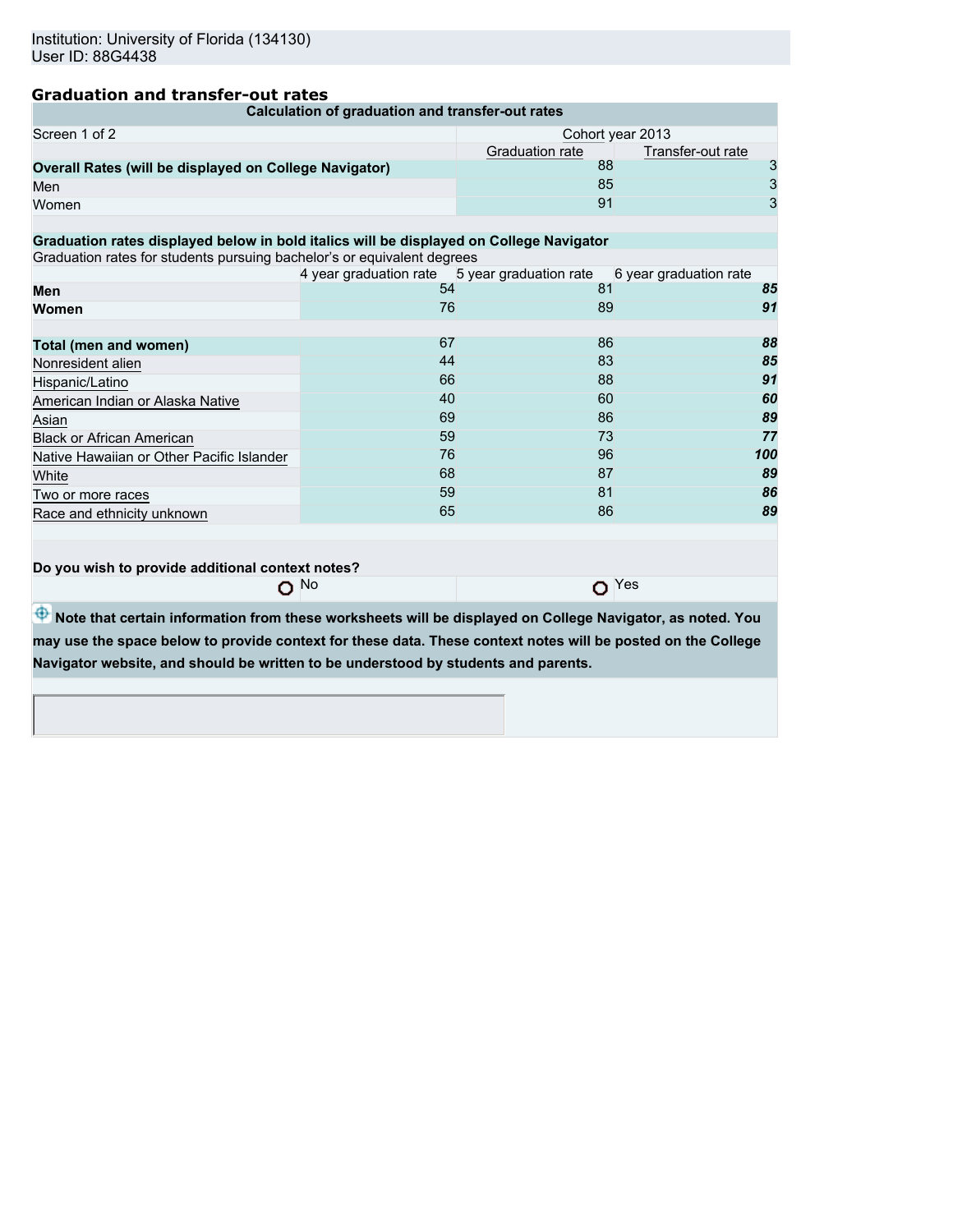Institution: University of Florida (134130)
User ID: 88G4438

## Graduation and transfer-out rates

| Calculation of graduation and transfer-out rates | | |
|---|---|---|
| Screen 1 of 2 | Cohort year 2013 | |
| | Graduation rate | Transfer-out rate |
| **Overall Rates (will be displayed on College Navigator)** | 88 | 3 |
| Men | 85 | 3 |
| Women | 91 | 3 |

**Graduation rates displayed below in bold italics will be displayed on College Navigator**

Graduation rates for students pursuing bachelor's or equivalent degrees

| | 4 year graduation rate | 5 year graduation rate | 6 year graduation rate |
|---|---|---|---|
| **Men** | 54 | 81 | ***85*** |
| **Women** | 76 | 89 | ***91*** |
| **Total (men and women)** | 67 | 86 | ***88*** |
| Nonresident alien | 44 | 83 | ***85*** |
| Hispanic/Latino | 66 | 88 | ***91*** |
| American Indian or Alaska Native | 40 | 60 | ***60*** |
| Asian | 69 | 86 | ***89*** |
| Black or African American | 59 | 73 | ***77*** |
| Native Hawaiian or Other Pacific Islander | 76 | 96 | ***100*** |
| White | 68 | 87 | ***89*** |
| Two or more races | 59 | 81 | ***86*** |
| Race and ethnicity unknown | 65 | 86 | ***89*** |

**Do you wish to provide additional context notes?**

No    Yes

**Note that certain information from these worksheets will be displayed on College Navigator, as noted. You may use the space below to provide context for these data. These context notes will be posted on the College Navigator website, and should be written to be understood by students and parents.**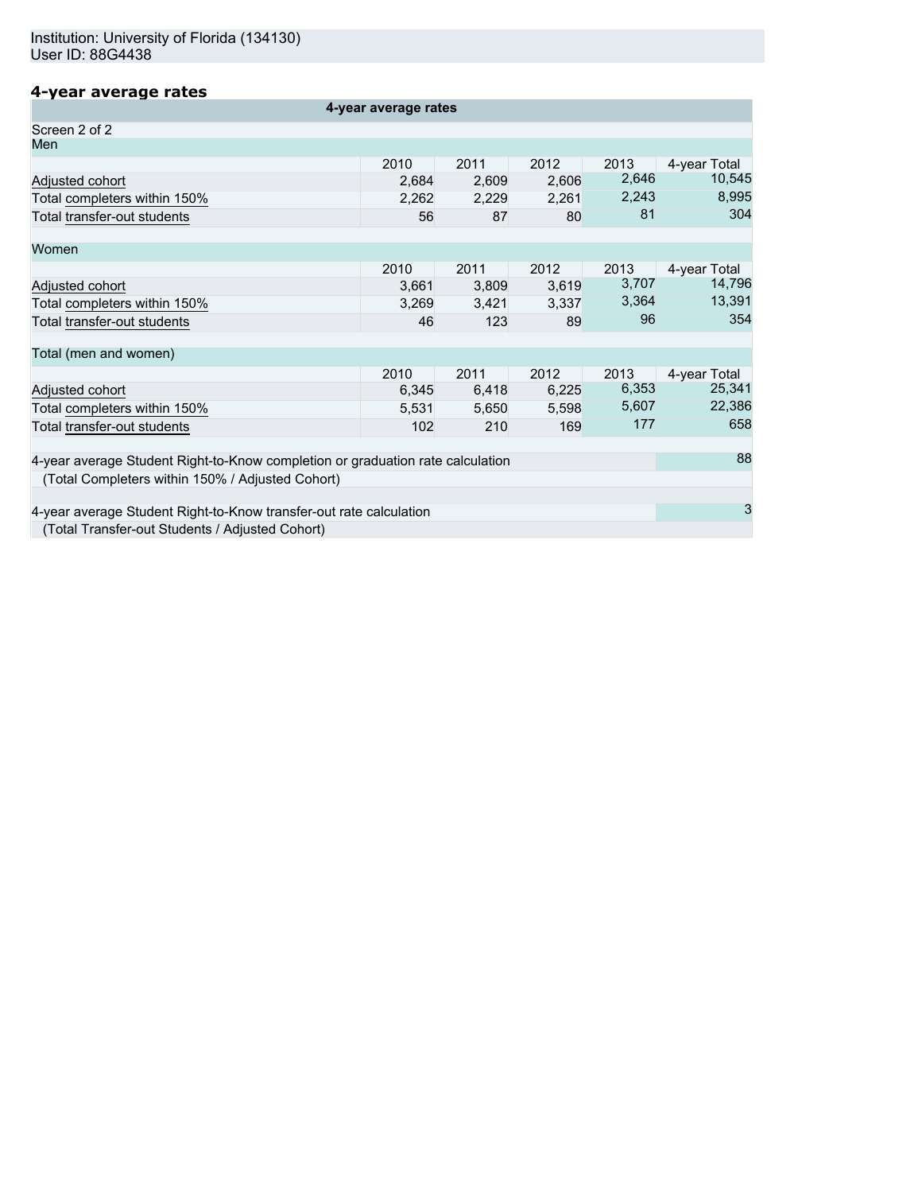Institution: University of Florida (134130)
User ID: 88G4438

## 4-year average rates

**4-year average rates**

Screen 2 of 2

Men

| | 2010 | 2011 | 2012 | 2013 | 4-year Total |
|---|---|---|---|---|---|
| Adjusted cohort | 2,684 | 2,609 | 2,606 | 2,646 | 10,545 |
| Total completers within 150% | 2,262 | 2,229 | 2,261 | 2,243 | 8,995 |
| Total transfer-out students | 56 | 87 | 80 | 81 | 304 |

Women

| | 2010 | 2011 | 2012 | 2013 | 4-year Total |
|---|---|---|---|---|---|
| Adjusted cohort | 3,661 | 3,809 | 3,619 | 3,707 | 14,796 |
| Total completers within 150% | 3,269 | 3,421 | 3,337 | 3,364 | 13,391 |
| Total transfer-out students | 46 | 123 | 89 | 96 | 354 |

Total (men and women)

| | 2010 | 2011 | 2012 | 2013 | 4-year Total |
|---|---|---|---|---|---|
| Adjusted cohort | 6,345 | 6,418 | 6,225 | 6,353 | 25,341 |
| Total completers within 150% | 5,531 | 5,650 | 5,598 | 5,607 | 22,386 |
| Total transfer-out students | 102 | 210 | 169 | 177 | 658 |

| | |
|---|---|
| 4-year average Student Right-to-Know completion or graduation rate calculation (Total Completers within 150% / Adjusted Cohort) | 88 |
| 4-year average Student Right-to-Know transfer-out rate calculation (Total Transfer-out Students / Adjusted Cohort) | 3 |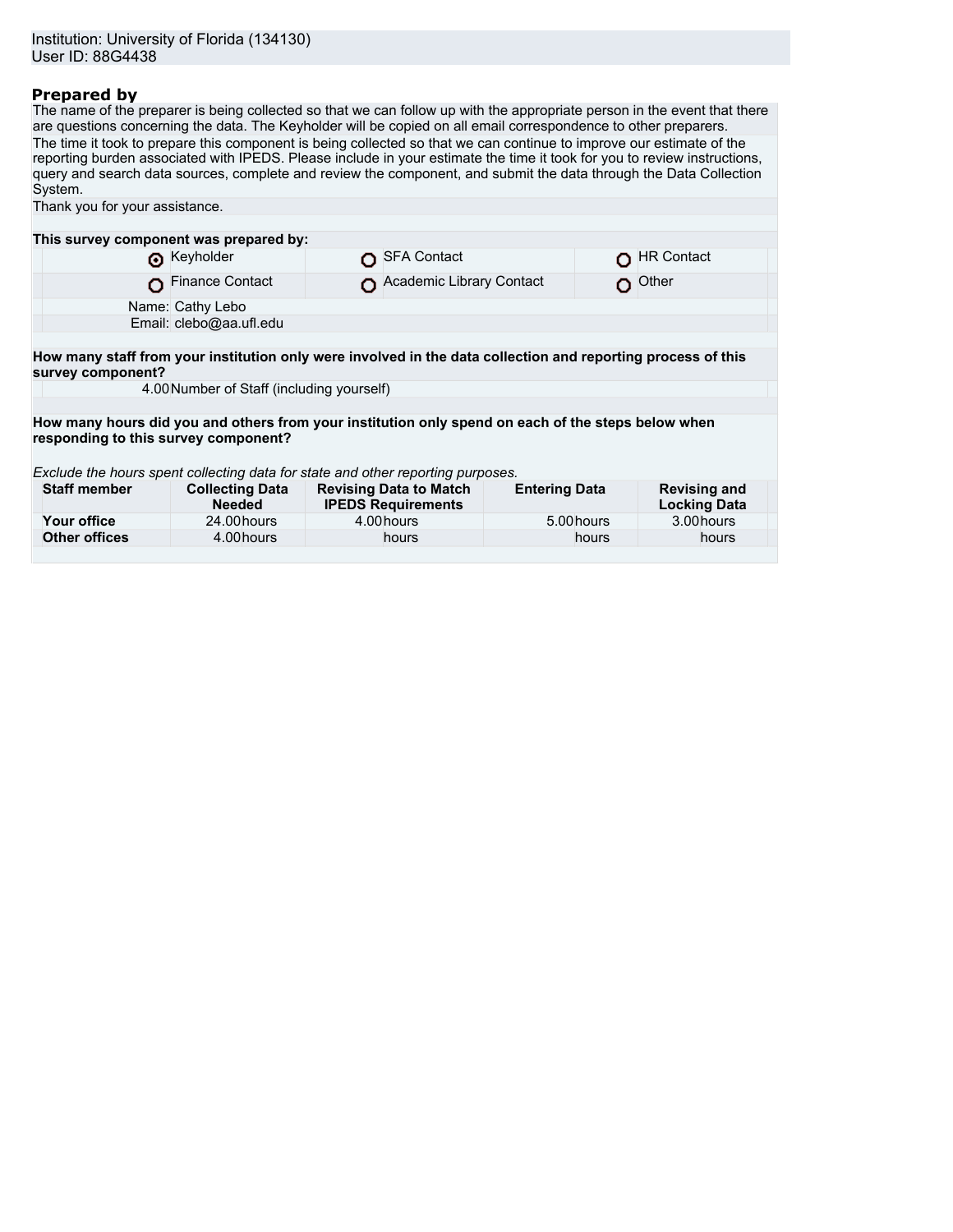Institution: University of Florida (134130)
User ID: 88G4438

## Prepared by

The name of the preparer is being collected so that we can follow up with the appropriate person in the event that there are questions concerning the data. The Keyholder will be copied on all email correspondence to other preparers.

The time it took to prepare this component is being collected so that we can continue to improve our estimate of the reporting burden associated with IPEDS. Please include in your estimate the time it took for you to review instructions, query and search data sources, complete and review the component, and submit the data through the Data Collection System.

Thank you for your assistance.

**This survey component was prepared by:**

| | | |
|---|---|---|
| ◉ Keyholder | ○ SFA Contact | ○ HR Contact |
| ○ Finance Contact | ○ Academic Library Contact | ○ Other |

Name: Cathy Lebo
Email: clebo@aa.ufl.edu

**How many staff from your institution only were involved in the data collection and reporting process of this survey component?**

4.00 Number of Staff (including yourself)

**How many hours did you and others from your institution only spend on each of the steps below when responding to this survey component?**

*Exclude the hours spent collecting data for state and other reporting purposes.*

| Staff member | Collecting Data Needed | Revising Data to Match IPEDS Requirements | Entering Data | Revising and Locking Data |
|---|---|---|---|---|
| **Your office** | 24.00 hours | 4.00 hours | 5.00 hours | 3.00 hours |
| **Other offices** | 4.00 hours | hours | hours | hours |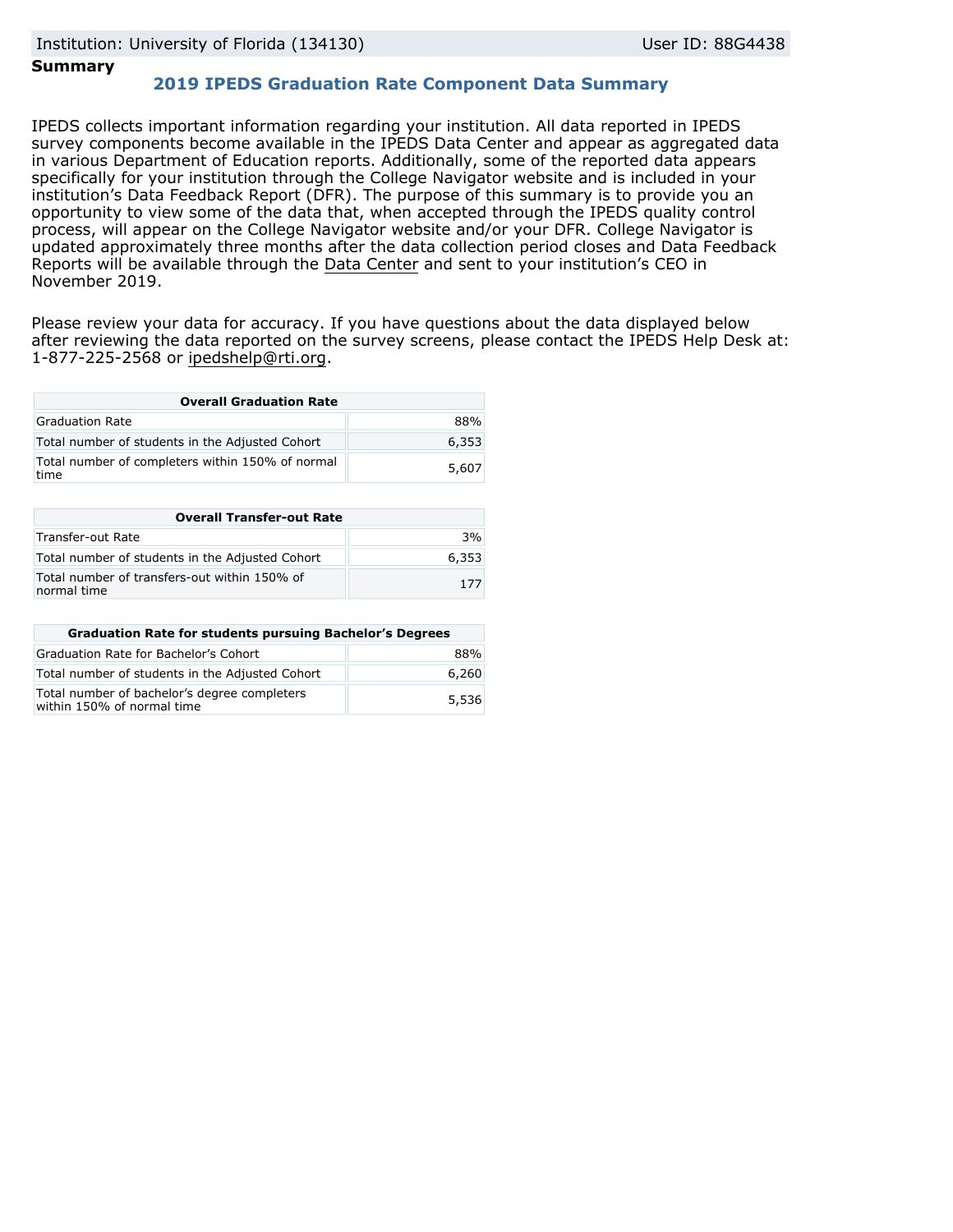Institution: University of Florida (134130) User ID: 88G4438

**Summary**

## 2019 IPEDS Graduation Rate Component Data Summary

IPEDS collects important information regarding your institution. All data reported in IPEDS survey components become available in the IPEDS Data Center and appear as aggregated data in various Department of Education reports. Additionally, some of the reported data appears specifically for your institution through the College Navigator website and is included in your institution's Data Feedback Report (DFR). The purpose of this summary is to provide you an opportunity to view some of the data that, when accepted through the IPEDS quality control process, will appear on the College Navigator website and/or your DFR. College Navigator is updated approximately three months after the data collection period closes and Data Feedback Reports will be available through the Data Center and sent to your institution's CEO in November 2019.

Please review your data for accuracy. If you have questions about the data displayed below after reviewing the data reported on the survey screens, please contact the IPEDS Help Desk at: 1-877-225-2568 or ipedshelp@rti.org.

| Overall Graduation Rate | |
|---|---|
| Graduation Rate | 88% |
| Total number of students in the Adjusted Cohort | 6,353 |
| Total number of completers within 150% of normal time | 5,607 |

| Overall Transfer-out Rate | |
|---|---|
| Transfer-out Rate | 3% |
| Total number of students in the Adjusted Cohort | 6,353 |
| Total number of transfers-out within 150% of normal time | 177 |

| Graduation Rate for students pursuing Bachelor's Degrees | |
|---|---|
| Graduation Rate for Bachelor's Cohort | 88% |
| Total number of students in the Adjusted Cohort | 6,260 |
| Total number of bachelor's degree completers within 150% of normal time | 5,536 |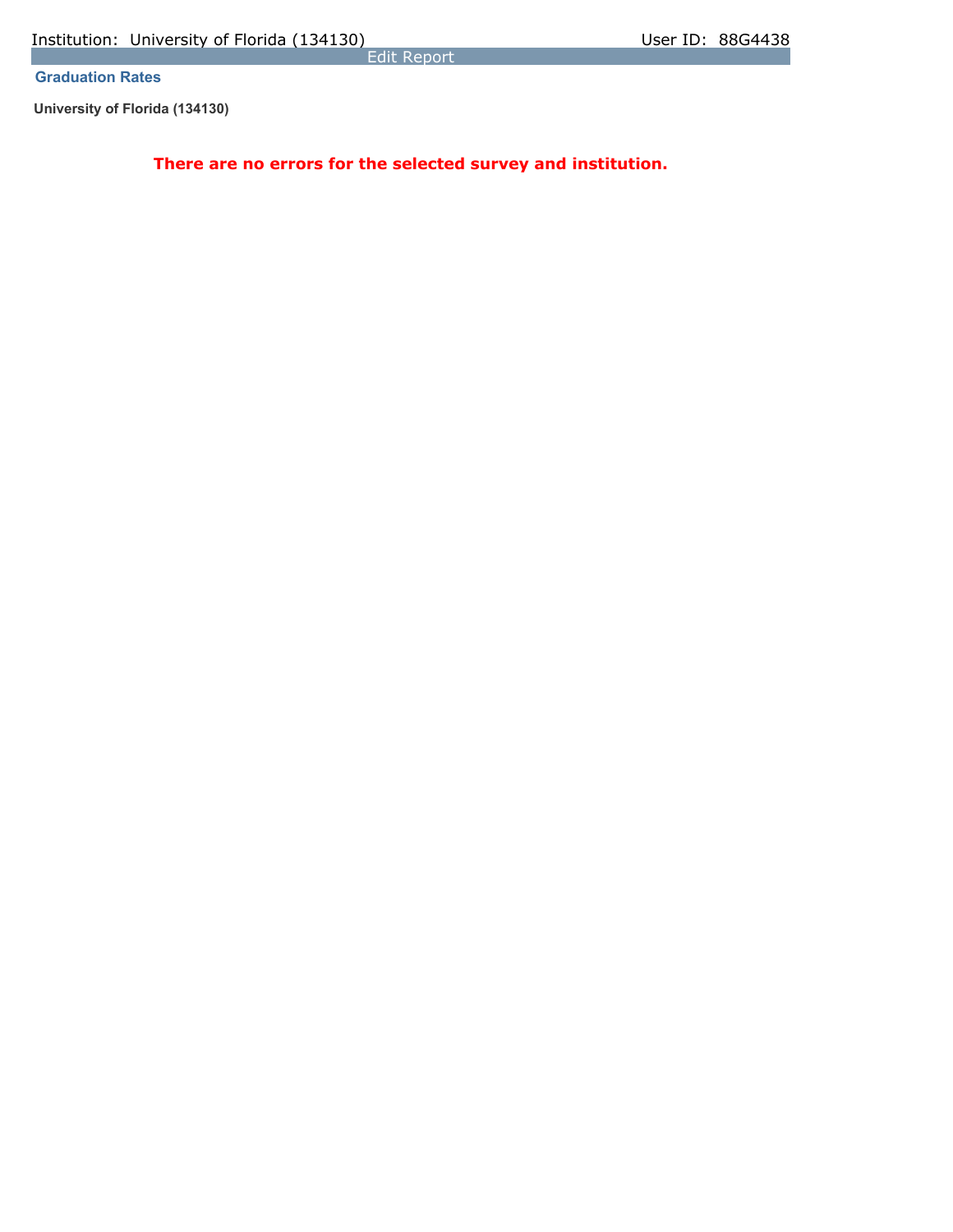## Graduation Rates

**University of Florida (134130)**

**There are no errors for the selected survey and institution.**